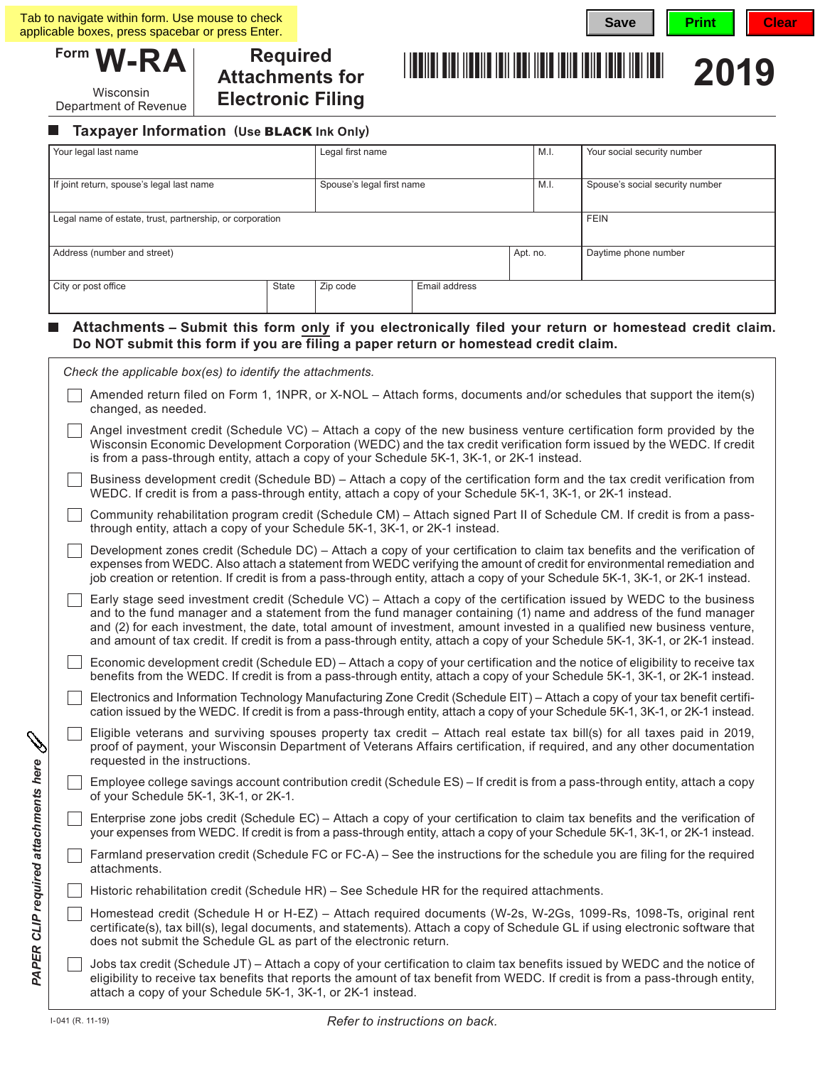Tab to navigate within form. Use mouse to check applicable boxes, press spacebar or press Enter.

Save | Print | Clear

# Form W-RA

Wisconsin Department of Revenue

## Required Attachments for Electronic Filing

**2019**

## Taxpayer Information (Use BLACK Ink Only)

| Your legal last name | Legal first name | M.I. | Your social security number |
|---|---|---|---|
| If joint return, spouse's legal last name | Spouse's legal first name | M.I. | Spouse's social security number |

| Legal name of estate, trust, partnership, or corporation | FEIN |
|---|---|

| Address (number and street) | Apt. no. | Daytime phone number |
|---|---|---|

| City or post office | State | Zip code | Email address |
|---|---|---|---|

## Attachments – Submit this form only if you electronically filed your return or homestead credit claim. Do NOT submit this form if you are filing a paper return or homestead credit claim.

*Check the applicable box(es) to identify the attachments.*

- ☐ Amended return filed on Form 1, 1NPR, or X-NOL – Attach forms, documents and/or schedules that support the item(s) changed, as needed.
- ☐ Angel investment credit (Schedule VC) – Attach a copy of the new business venture certification form provided by the Wisconsin Economic Development Corporation (WEDC) and the tax credit verification form issued by the WEDC. If credit is from a pass-through entity, attach a copy of your Schedule 5K-1, 3K-1, or 2K-1 instead.
- ☐ Business development credit (Schedule BD) – Attach a copy of the certification form and the tax credit verification from WEDC. If credit is from a pass-through entity, attach a copy of your Schedule 5K-1, 3K-1, or 2K-1 instead.
- ☐ Community rehabilitation program credit (Schedule CM) – Attach signed Part II of Schedule CM. If credit is from a pass-through entity, attach a copy of your Schedule 5K-1, 3K-1, or 2K-1 instead.
- ☐ Development zones credit (Schedule DC) – Attach a copy of your certification to claim tax benefits and the verification of expenses from WEDC. Also attach a statement from WEDC verifying the amount of credit for environmental remediation and job creation or retention. If credit is from a pass-through entity, attach a copy of your Schedule 5K-1, 3K-1, or 2K-1 instead.
- ☐ Early stage seed investment credit (Schedule VC) – Attach a copy of the certification issued by WEDC to the business and to the fund manager and a statement from the fund manager containing (1) name and address of the fund manager and (2) for each investment, the date, total amount of investment, amount invested in a qualified new business venture, and amount of tax credit. If credit is from a pass-through entity, attach a copy of your Schedule 5K-1, 3K-1, or 2K-1 instead.
- ☐ Economic development credit (Schedule ED) – Attach a copy of your certification and the notice of eligibility to receive tax benefits from the WEDC. If credit is from a pass-through entity, attach a copy of your Schedule 5K-1, 3K-1, or 2K-1 instead.
- ☐ Electronics and Information Technology Manufacturing Zone Credit (Schedule EIT) – Attach a copy of your tax benefit certification issued by the WEDC. If credit is from a pass-through entity, attach a copy of your Schedule 5K-1, 3K-1, or 2K-1 instead.
- ☐ Eligible veterans and surviving spouses property tax credit – Attach real estate tax bill(s) for all taxes paid in 2019, proof of payment, your Wisconsin Department of Veterans Affairs certification, if required, and any other documentation requested in the instructions.
- ☐ Employee college savings account contribution credit (Schedule ES) – If credit is from a pass-through entity, attach a copy of your Schedule 5K-1, 3K-1, or 2K-1.
- ☐ Enterprise zone jobs credit (Schedule EC) – Attach a copy of your certification to claim tax benefits and the verification of your expenses from WEDC. If credit is from a pass-through entity, attach a copy of your Schedule 5K-1, 3K-1, or 2K-1 instead.
- ☐ Farmland preservation credit (Schedule FC or FC-A) – See the instructions for the schedule you are filing for the required attachments.
- ☐ Historic rehabilitation credit (Schedule HR) – See Schedule HR for the required attachments.
- ☐ Homestead credit (Schedule H or H-EZ) – Attach required documents (W-2s, W-2Gs, 1099-Rs, 1098-Ts, original rent certificate(s), tax bill(s), legal documents, and statements). Attach a copy of Schedule GL if using electronic software that does not submit the Schedule GL as part of the electronic return.
- ☐ Jobs tax credit (Schedule JT) – Attach a copy of your certification to claim tax benefits issued by WEDC and the notice of eligibility to receive tax benefits that reports the amount of tax benefit from WEDC. If credit is from a pass-through entity, attach a copy of your Schedule 5K-1, 3K-1, or 2K-1 instead.

*PAPER CLIP required attachments here*

I-041 (R. 11-19)

*Refer to instructions on back.*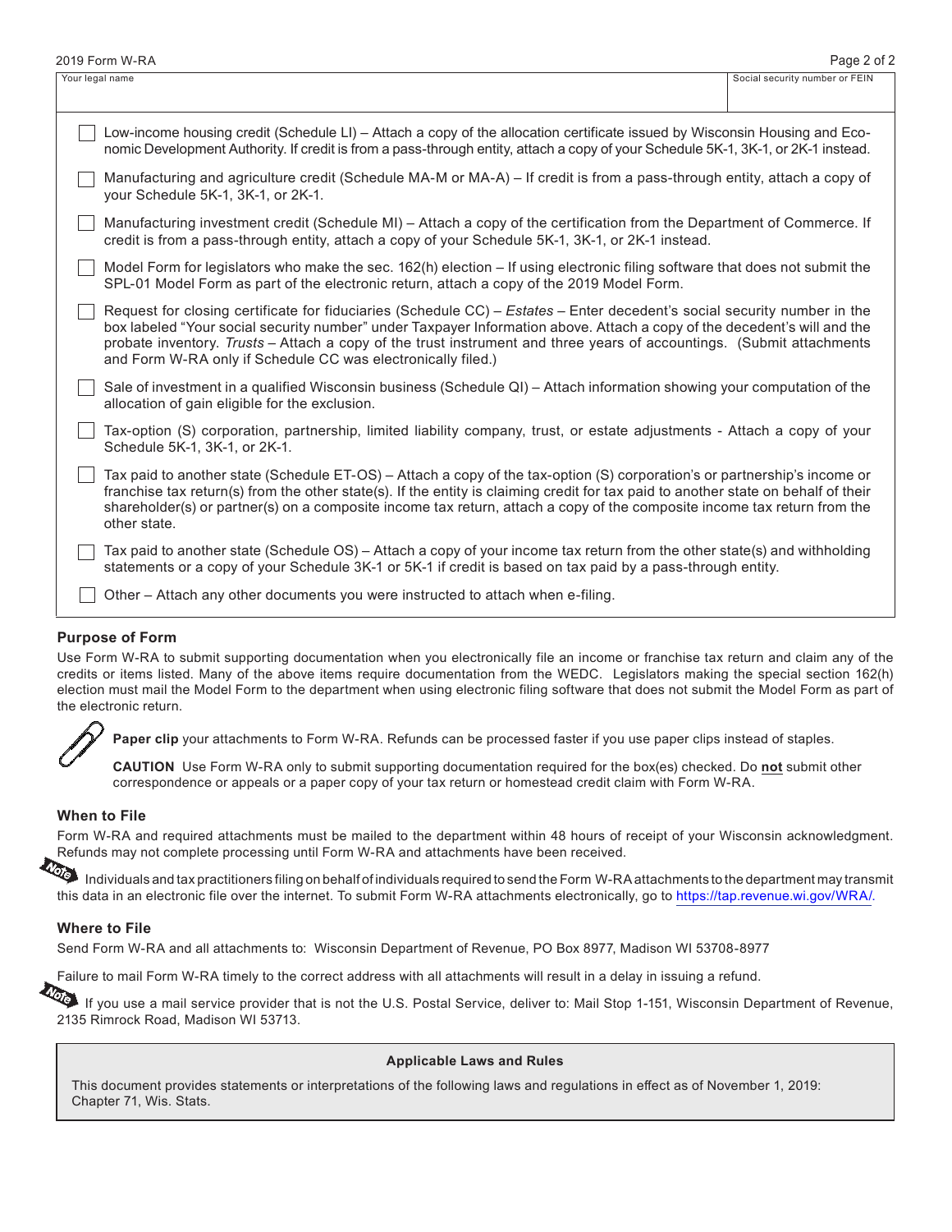| Your legal name | Social security number or FEIN |
| --- | --- |
| | |

- ☐ Low-income housing credit (Schedule LI) – Attach a copy of the allocation certificate issued by Wisconsin Housing and Economic Development Authority. If credit is from a pass-through entity, attach a copy of your Schedule 5K-1, 3K-1, or 2K-1 instead.
- ☐ Manufacturing and agriculture credit (Schedule MA-M or MA-A) – If credit is from a pass-through entity, attach a copy of your Schedule 5K-1, 3K-1, or 2K-1.
- ☐ Manufacturing investment credit (Schedule MI) – Attach a copy of the certification from the Department of Commerce. If credit is from a pass-through entity, attach a copy of your Schedule 5K-1, 3K-1, or 2K-1 instead.
- ☐ Model Form for legislators who make the sec. 162(h) election – If using electronic filing software that does not submit the SPL-01 Model Form as part of the electronic return, attach a copy of the 2019 Model Form.
- ☐ Request for closing certificate for fiduciaries (Schedule CC) – *Estates* – Enter decedent's social security number in the box labeled "Your social security number" under Taxpayer Information above. Attach a copy of the decedent's will and the probate inventory. *Trusts* – Attach a copy of the trust instrument and three years of accountings. (Submit attachments and Form W-RA only if Schedule CC was electronically filed.)
- ☐ Sale of investment in a qualified Wisconsin business (Schedule QI) – Attach information showing your computation of the allocation of gain eligible for the exclusion.
- ☐ Tax-option (S) corporation, partnership, limited liability company, trust, or estate adjustments - Attach a copy of your Schedule 5K-1, 3K-1, or 2K-1.
- ☐ Tax paid to another state (Schedule ET-OS) – Attach a copy of the tax-option (S) corporation's or partnership's income or franchise tax return(s) from the other state(s). If the entity is claiming credit for tax paid to another state on behalf of their shareholder(s) or partner(s) on a composite income tax return, attach a copy of the composite income tax return from the other state.
- ☐ Tax paid to another state (Schedule OS) – Attach a copy of your income tax return from the other state(s) and withholding statements or a copy of your Schedule 3K-1 or 5K-1 if credit is based on tax paid by a pass-through entity.
- ☐ Other – Attach any other documents you were instructed to attach when e-filing.

### Purpose of Form

Use Form W-RA to submit supporting documentation when you electronically file an income or franchise tax return and claim any of the credits or items listed. Many of the above items require documentation from the WEDC. Legislators making the special section 162(h) election must mail the Model Form to the department when using electronic filing software that does not submit the Model Form as part of the electronic return.

**Paper clip** your attachments to Form W-RA. Refunds can be processed faster if you use paper clips instead of staples.

**CAUTION** Use Form W-RA only to submit supporting documentation required for the box(es) checked. Do **not** submit other correspondence or appeals or a paper copy of your tax return or homestead credit claim with Form W-RA.

### When to File

Form W-RA and required attachments must be mailed to the department within 48 hours of receipt of your Wisconsin acknowledgment. Refunds may not complete processing until Form W-RA and attachments have been received.

**Note** Individuals and tax practitioners filing on behalf of individuals required to send the Form W-RA attachments to the department may transmit this data in an electronic file over the internet. To submit Form W-RA attachments electronically, go to https://tap.revenue.wi.gov/WRA/.

### Where to File

Send Form W-RA and all attachments to: Wisconsin Department of Revenue, PO Box 8977, Madison WI 53708-8977

Failure to mail Form W-RA timely to the correct address with all attachments will result in a delay in issuing a refund.

**Note** If you use a mail service provider that is not the U.S. Postal Service, deliver to: Mail Stop 1-151, Wisconsin Department of Revenue, 2135 Rimrock Road, Madison WI 53713.

**Applicable Laws and Rules**

This document provides statements or interpretations of the following laws and regulations in effect as of November 1, 2019: Chapter 71, Wis. Stats.